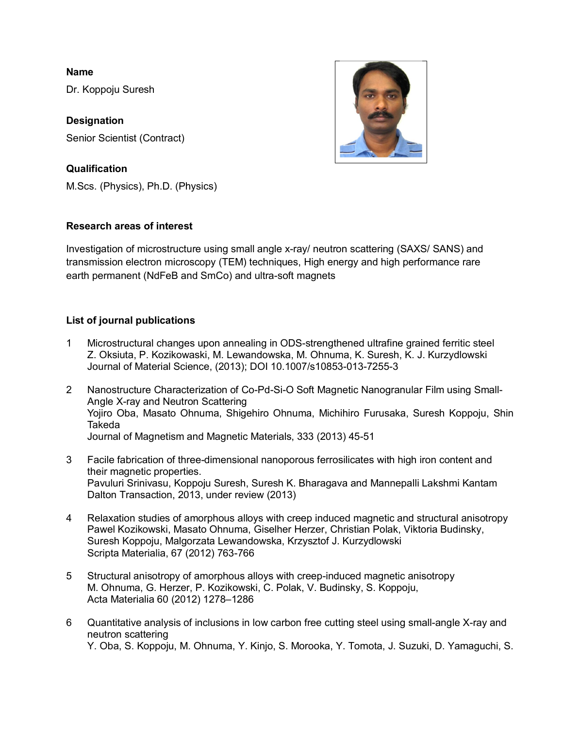**Name**

Dr. Koppoju Suresh

**Designation**

Senior Scientist (Contract)

**Qualification**

M.Scs. (Physics), Ph.D. (Physics)

**Research areas of interest**

Investigation of microstructure using small angle x-ray/ neutron scattering (SAXS/ SANS) and transmission electron microscopy (TEM) techniques, High energy and high performance rare earth permanent (NdFeB and SmCo) and ultra-soft magnets

**List of journal publications**

1. Microstructural changes upon annealing in ODS-strengthened ultrafine grained ferritic steel
   Z. Oksiuta, P. Kozikowaski, M. Lewandowska, M. Ohnuma, K. Suresh, K. J. Kurzydlowski
   Journal of Material Science, (2013); DOI 10.1007/s10853-013-7255-3

2. Nanostructure Characterization of Co-Pd-Si-O Soft Magnetic Nanogranular Film using Small-Angle X-ray and Neutron Scattering
   Yojiro Oba, Masato Ohnuma, Shigehiro Ohnuma, Michihiro Furusaka, Suresh Koppoju, Shin Takeda
   Journal of Magnetism and Magnetic Materials, 333 (2013) 45-51

3. Facile fabrication of three-dimensional nanoporous ferrosilicates with high iron content and their magnetic properties.
   Pavuluri Srinivasu, Koppoju Suresh, Suresh K. Bharagava and Mannepalli Lakshmi Kantam
   Dalton Transaction, 2013, under review (2013)

4. Relaxation studies of amorphous alloys with creep induced magnetic and structural anisotropy
   Pawel Kozikowski, Masato Ohnuma, Giselher Herzer, Christian Polak, Viktoria Budinsky, Suresh Koppoju, Malgorzata Lewandowska, Krzysztof J. Kurzydlowski
   Scripta Materialia, 67 (2012) 763-766

5. Structural anisotropy of amorphous alloys with creep-induced magnetic anisotropy
   M. Ohnuma, G. Herzer, P. Kozikowski, C. Polak, V. Budinsky, S. Koppoju,
   Acta Materialia 60 (2012) 1278–1286

6. Quantitative analysis of inclusions in low carbon free cutting steel using small-angle X-ray and neutron scattering
   Y. Oba, S. Koppoju, M. Ohnuma, Y. Kinjo, S. Morooka, Y. Tomota, J. Suzuki, D. Yamaguchi, S.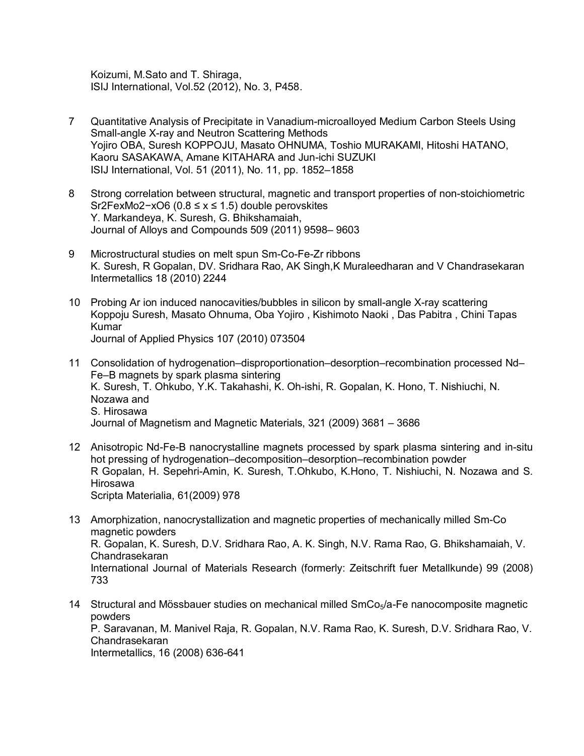Koizumi, M.Sato and T. Shiraga,
ISIJ International, Vol.52 (2012), No. 3, P458.

7. Quantitative Analysis of Precipitate in Vanadium-microalloyed Medium Carbon Steels Using Small-angle X-ray and Neutron Scattering Methods
   Yojiro OBA, Suresh KOPPOJU, Masato OHNUMA, Toshio MURAKAMI, Hitoshi HATANO, Kaoru SASAKAWA, Amane KITAHARA and Jun-ichi SUZUKI
   ISIJ International, Vol. 51 (2011), No. 11, pp. 1852–1858

8. Strong correlation between structural, magnetic and transport properties of non-stoichiometric $Sr_2Fe_xMo_{2-x}O_6$ ($0.8 \le x \le 1.5$) double perovskites
   Y. Markandeya, K. Suresh, G. Bhikshamaiah,
   Journal of Alloys and Compounds 509 (2011) 9598– 9603

9. Microstructural studies on melt spun Sm-Co-Fe-Zr ribbons
   K. Suresh, R Gopalan, DV. Sridhara Rao, AK Singh,K Muraleedharan and V Chandrasekaran
   Intermetallics 18 (2010) 2244

10. Probing Ar ion induced nanocavities/bubbles in silicon by small-angle X-ray scattering
    Koppoju Suresh, Masato Ohnuma, Oba Yojiro , Kishimoto Naoki , Das Pabitra , Chini Tapas Kumar
    Journal of Applied Physics 107 (2010) 073504

11. Consolidation of hydrogenation–disproportionation–desorption–recombination processed Nd–Fe–B magnets by spark plasma sintering
    K. Suresh, T. Ohkubo, Y.K. Takahashi, K. Oh-ishi, R. Gopalan, K. Hono, T. Nishiuchi, N. Nozawa and
    S. Hirosawa
    Journal of Magnetism and Magnetic Materials, 321 (2009) 3681 – 3686

12. Anisotropic Nd-Fe-B nanocrystalline magnets processed by spark plasma sintering and in-situ hot pressing of hydrogenation–decomposition–desorption–recombination powder
    R Gopalan, H. Sepehri-Amin, K. Suresh, T.Ohkubo, K.Hono, T. Nishiuchi, N. Nozawa and S. Hirosawa
    Scripta Materialia, 61(2009) 978

13. Amorphization, nanocrystallization and magnetic properties of mechanically milled Sm-Co magnetic powders
    R. Gopalan, K. Suresh, D.V. Sridhara Rao, A. K. Singh, N.V. Rama Rao, G. Bhikshamaiah, V. Chandrasekaran
    International Journal of Materials Research (formerly: Zeitschrift fuer Metallkunde) 99 (2008) 733

14. Structural and Mössbauer studies on mechanical milled $SmCo_5$/a-Fe nanocomposite magnetic powders
    P. Saravanan, M. Manivel Raja, R. Gopalan, N.V. Rama Rao, K. Suresh, D.V. Sridhara Rao, V. Chandrasekaran
    Intermetallics, 16 (2008) 636-641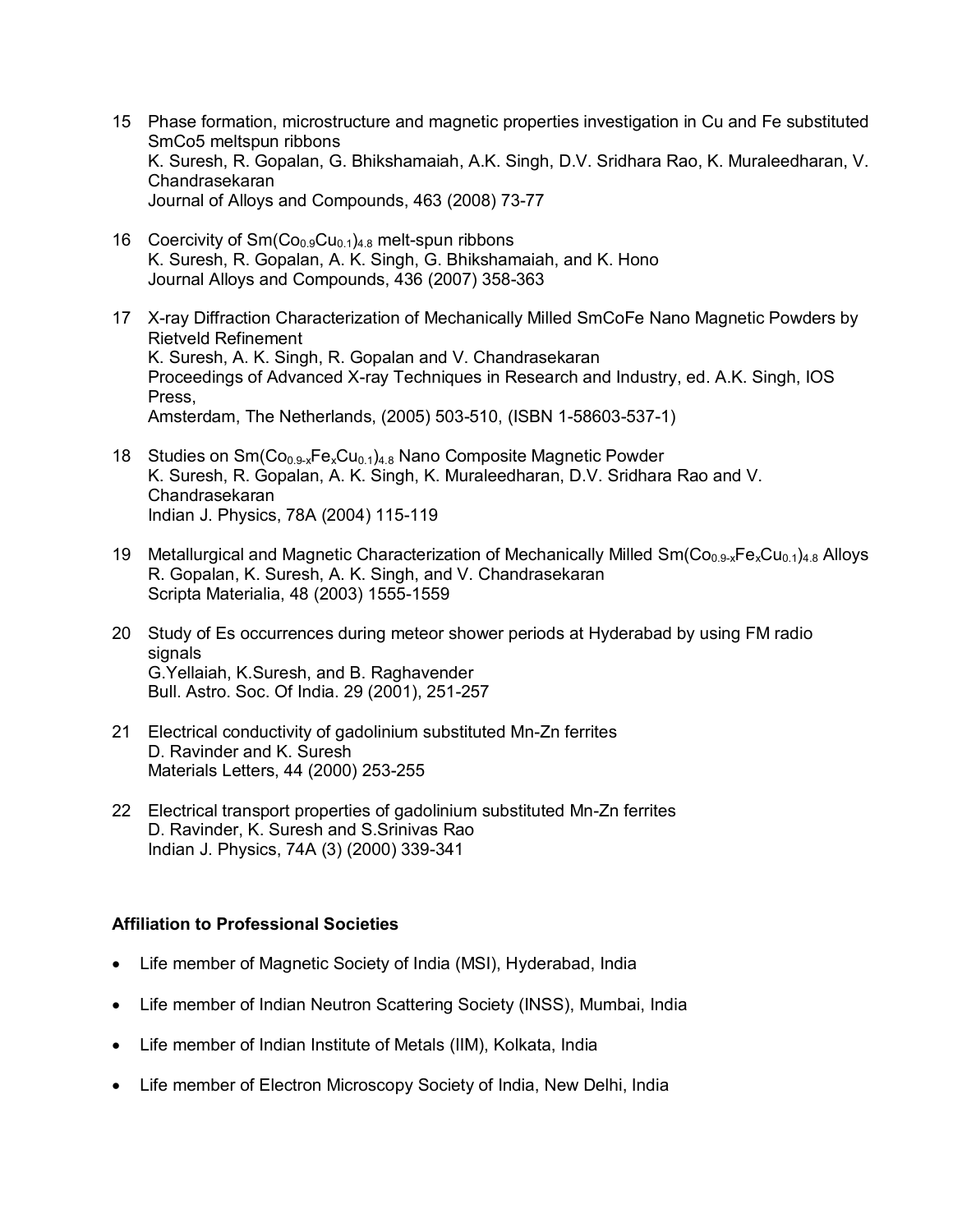15 Phase formation, microstructure and magnetic properties investigation in Cu and Fe substituted SmCo5 meltspun ribbons
K. Suresh, R. Gopalan, G. Bhikshamaiah, A.K. Singh, D.V. Sridhara Rao, K. Muraleedharan, V. Chandrasekaran
Journal of Alloys and Compounds, 463 (2008) 73-77

16 Coercivity of $Sm(Co_{0.9}Cu_{0.1})_{4.8}$ melt-spun ribbons
K. Suresh, R. Gopalan, A. K. Singh, G. Bhikshamaiah, and K. Hono
Journal Alloys and Compounds, 436 (2007) 358-363

17 X-ray Diffraction Characterization of Mechanically Milled SmCoFe Nano Magnetic Powders by Rietveld Refinement
K. Suresh, A. K. Singh, R. Gopalan and V. Chandrasekaran
Proceedings of Advanced X-ray Techniques in Research and Industry, ed. A.K. Singh, IOS Press,
Amsterdam, The Netherlands, (2005) 503-510, (ISBN 1-58603-537-1)

18 Studies on $Sm(Co_{0.9-x}Fe_xCu_{0.1})_{4.8}$ Nano Composite Magnetic Powder
K. Suresh, R. Gopalan, A. K. Singh, K. Muraleedharan, D.V. Sridhara Rao and V. Chandrasekaran
Indian J. Physics, 78A (2004) 115-119

19 Metallurgical and Magnetic Characterization of Mechanically Milled $Sm(Co_{0.9-x}Fe_xCu_{0.1})_{4.8}$ Alloys
R. Gopalan, K. Suresh, A. K. Singh, and V. Chandrasekaran
Scripta Materialia, 48 (2003) 1555-1559

20 Study of Es occurrences during meteor shower periods at Hyderabad by using FM radio signals
G.Yellaiah, K.Suresh, and B. Raghavender
Bull. Astro. Soc. Of India. 29 (2001), 251-257

21 Electrical conductivity of gadolinium substituted Mn-Zn ferrites
D. Ravinder and K. Suresh
Materials Letters, 44 (2000) 253-255

22 Electrical transport properties of gadolinium substituted Mn-Zn ferrites
D. Ravinder, K. Suresh and S.Srinivas Rao
Indian J. Physics, 74A (3) (2000) 339-341

**Affiliation to Professional Societies**

- Life member of Magnetic Society of India (MSI), Hyderabad, India
- Life member of Indian Neutron Scattering Society (INSS), Mumbai, India
- Life member of Indian Institute of Metals (IIM), Kolkata, India
- Life member of Electron Microscopy Society of India, New Delhi, India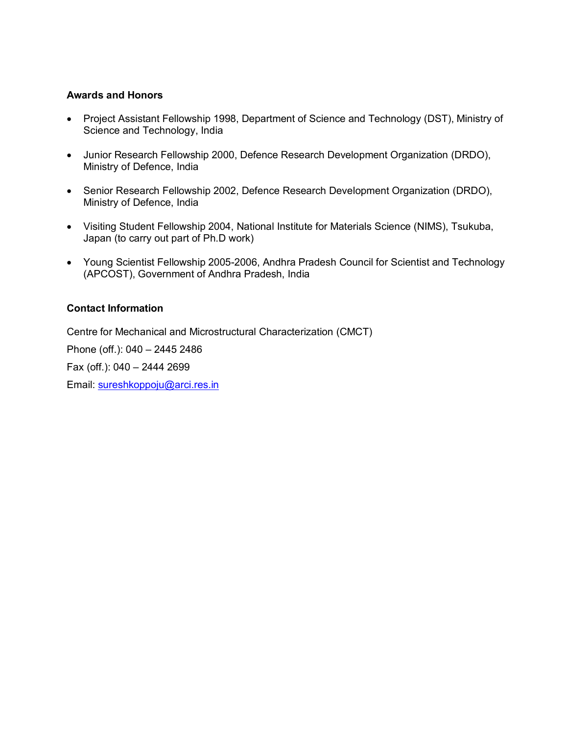**Awards and Honors**

- Project Assistant Fellowship 1998, Department of Science and Technology (DST), Ministry of Science and Technology, India
- Junior Research Fellowship 2000, Defence Research Development Organization (DRDO), Ministry of Defence, India
- Senior Research Fellowship 2002, Defence Research Development Organization (DRDO), Ministry of Defence, India
- Visiting Student Fellowship 2004, National Institute for Materials Science (NIMS), Tsukuba, Japan (to carry out part of Ph.D work)
- Young Scientist Fellowship 2005-2006, Andhra Pradesh Council for Scientist and Technology (APCOST), Government of Andhra Pradesh, India

**Contact Information**

Centre for Mechanical and Microstructural Characterization (CMCT)

Phone (off.): 040 – 2445 2486

Fax (off.): 040 – 2444 2699

Email: sureshkoppoju@arci.res.in